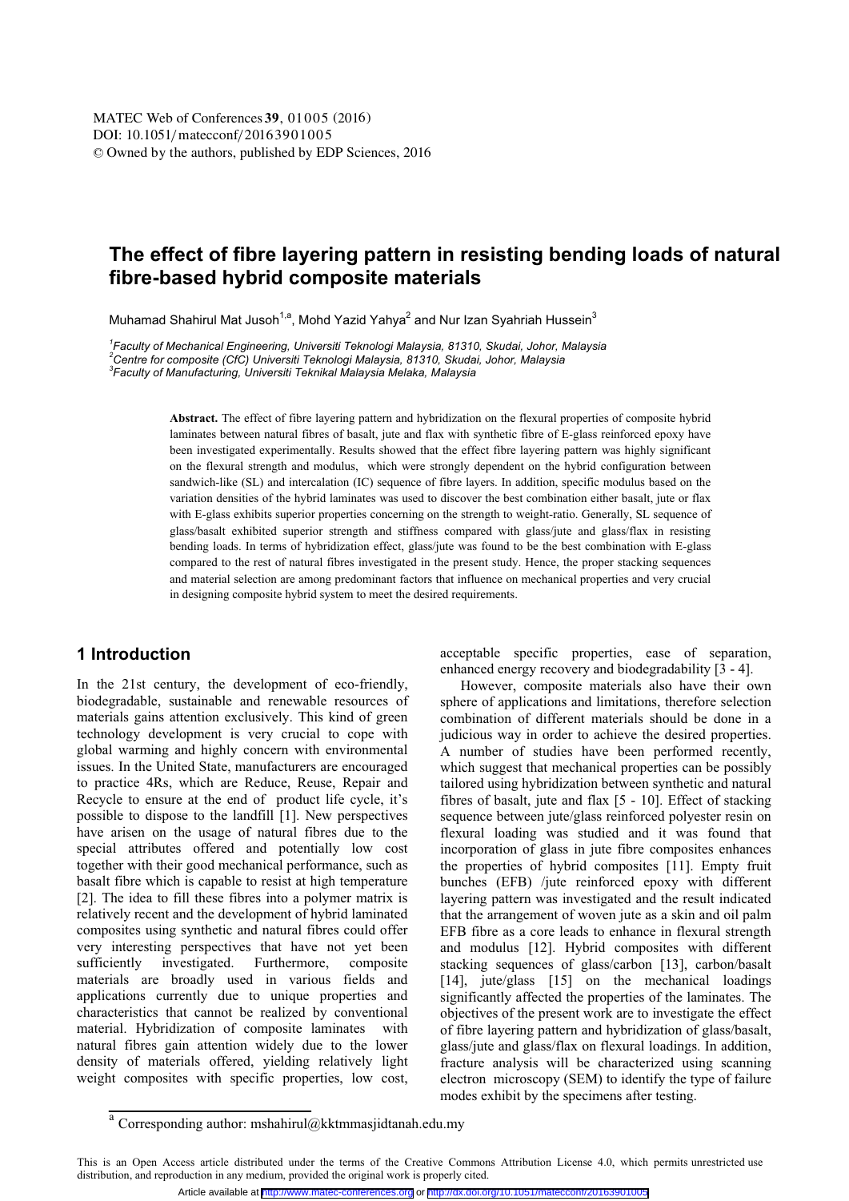# The effect of fibre layering pattern in resisting bending loads of natural fibre-based hybrid composite materials

Muhamad Shahirul Mat Jusoh[1,a], Mohd Yazid Yahya[2] and Nur Izan Syahriah Hussein[3]

[1]*Faculty of Mechanical Engineering, Universiti Teknologi Malaysia, 81310, Skudai, Johor, Malaysia*
[2]*Centre for composite (CfC) Universiti Teknologi Malaysia, 81310, Skudai, Johor, Malaysia*
[3]*Faculty of Manufacturing, Universiti Teknikal Malaysia Melaka, Malaysia*

**Abstract.** The effect of fibre layering pattern and hybridization on the flexural properties of composite hybrid laminates between natural fibres of basalt, jute and flax with synthetic fibre of E-glass reinforced epoxy have been investigated experimentally. Results showed that the effect fibre layering pattern was highly significant on the flexural strength and modulus, which were strongly dependent on the hybrid configuration between sandwich-like (SL) and intercalation (IC) sequence of fibre layers. In addition, specific modulus based on the variation densities of the hybrid laminates was used to discover the best combination either basalt, jute or flax with E-glass exhibits superior properties concerning on the strength to weight-ratio. Generally, SL sequence of glass/basalt exhibited superior strength and stiffness compared with glass/jute and glass/flax in resisting bending loads. In terms of hybridization effect, glass/jute was found to be the best combination with E-glass compared to the rest of natural fibres investigated in the present study. Hence, the proper stacking sequences and material selection are among predominant factors that influence on mechanical properties and very crucial in designing composite hybrid system to meet the desired requirements.

## 1 Introduction

In the 21st century, the development of eco-friendly, biodegradable, sustainable and renewable resources of materials gains attention exclusively. This kind of green technology development is very crucial to cope with global warming and highly concern with environmental issues. In the United State, manufacturers are encouraged to practice 4Rs, which are Reduce, Reuse, Repair and Recycle to ensure at the end of product life cycle, it's possible to dispose to the landfill [1]. New perspectives have arisen on the usage of natural fibres due to the special attributes offered and potentially low cost together with their good mechanical performance, such as basalt fibre which is capable to resist at high temperature [2]. The idea to fill these fibres into a polymer matrix is relatively recent and the development of hybrid laminated composites using synthetic and natural fibres could offer very interesting perspectives that have not yet been sufficiently investigated. Furthermore, composite materials are broadly used in various fields and applications currently due to unique properties and characteristics that cannot be realized by conventional material. Hybridization of composite laminates with natural fibres gain attention widely due to the lower density of materials offered, yielding relatively light weight composites with specific properties, low cost, acceptable specific properties, ease of separation, enhanced energy recovery and biodegradability [3 - 4].

However, composite materials also have their own sphere of applications and limitations, therefore selection combination of different materials should be done in a judicious way in order to achieve the desired properties. A number of studies have been performed recently, which suggest that mechanical properties can be possibly tailored using hybridization between synthetic and natural fibres of basalt, jute and flax [5 - 10]. Effect of stacking sequence between jute/glass reinforced polyester resin on flexural loading was studied and it was found that incorporation of glass in jute fibre composites enhances the properties of hybrid composites [11]. Empty fruit bunches (EFB) /jute reinforced epoxy with different layering pattern was investigated and the result indicated that the arrangement of woven jute as a skin and oil palm EFB fibre as a core leads to enhance in flexural strength and modulus [12]. Hybrid composites with different stacking sequences of glass/carbon [13], carbon/basalt [14], jute/glass [15] on the mechanical loadings significantly affected the properties of the laminates. The objectives of the present work are to investigate the effect of fibre layering pattern and hybridization of glass/basalt, glass/jute and glass/flax on flexural loadings. In addition, fracture analysis will be characterized using scanning electron microscopy (SEM) to identify the type of failure modes exhibit by the specimens after testing.

[a] Corresponding author: mshahirul@kktmmasjidtanah.edu.my

This is an Open Access article distributed under the terms of the Creative Commons Attribution License 4.0, which permits unrestricted use distribution, and reproduction in any medium, provided the original work is properly cited.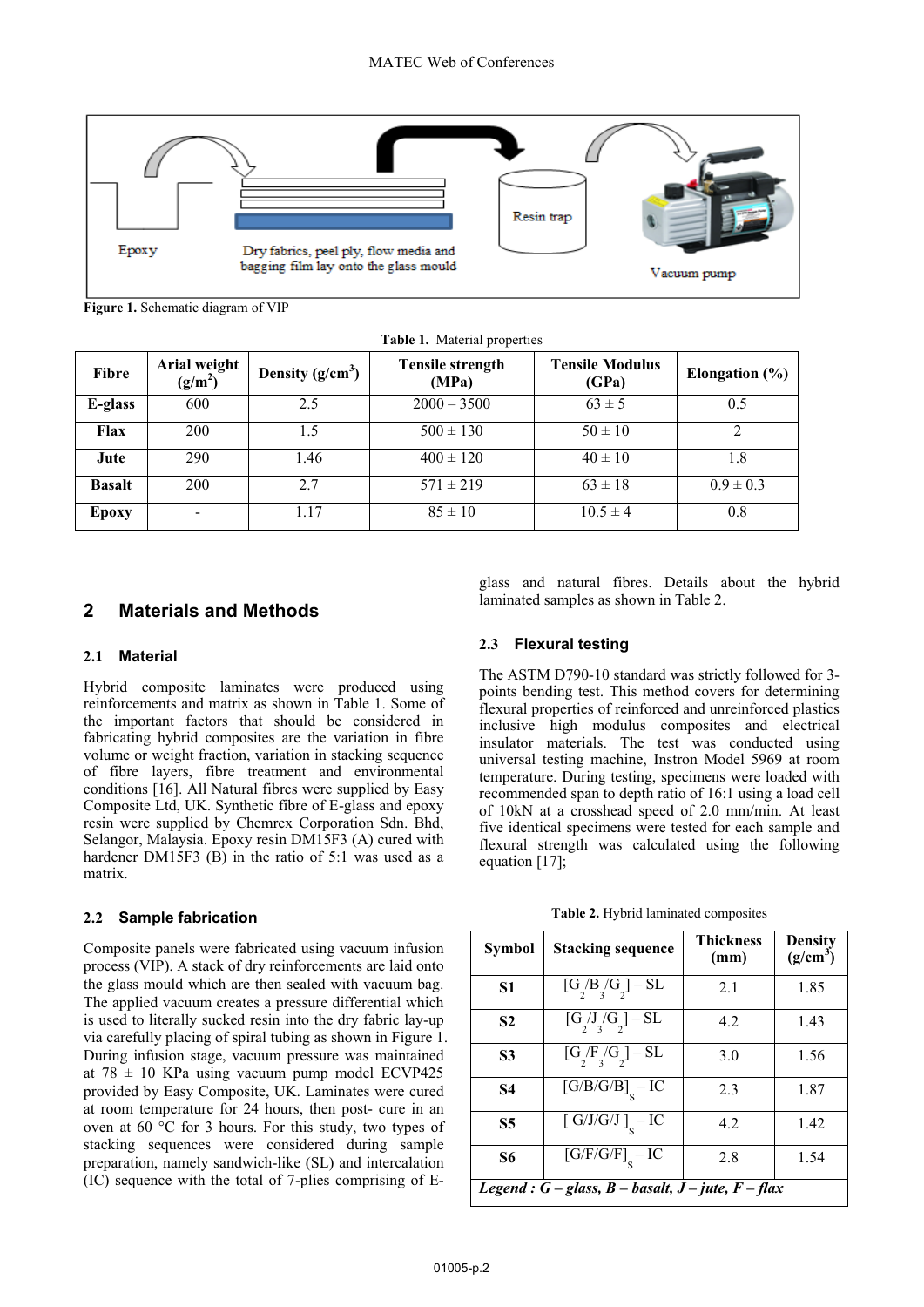Figure 1. Schematic diagram of VIP

Table 1. Material properties

| Fibre | Arial weight (g/m$^2$) | Density (g/cm$^3$) | Tensile strength (MPa) | Tensile Modulus (GPa) | Elongation (%) |
|---|---|---|---|---|---|
| **E-glass** | 600 | 2.5 | 2000 – 3500 | 63 ± 5 | 0.5 |
| **Flax** | 200 | 1.5 | 500 ± 130 | 50 ± 10 | 2 |
| **Jute** | 290 | 1.46 | 400 ± 120 | 40 ± 10 | 1.8 |
| **Basalt** | 200 | 2.7 | 571 ± 219 | 63 ± 18 | 0.9 ± 0.3 |
| **Epoxy** | - | 1.17 | 85 ± 10 | 10.5 ± 4 | 0.8 |

## 2 Materials and Methods

### 2.1 Material

Hybrid composite laminates were produced using reinforcements and matrix as shown in Table 1. Some of the important factors that should be considered in fabricating hybrid composites are the variation in fibre volume or weight fraction, variation in stacking sequence of fibre layers, fibre treatment and environmental conditions [16]. All Natural fibres were supplied by Easy Composite Ltd, UK. Synthetic fibre of E-glass and epoxy resin were supplied by Chemrex Corporation Sdn. Bhd, Selangor, Malaysia. Epoxy resin DM15F3 (A) cured with hardener DM15F3 (B) in the ratio of 5:1 was used as a matrix.

### 2.2 Sample fabrication

Composite panels were fabricated using vacuum infusion process (VIP). A stack of dry reinforcements are laid onto the glass mould which are then sealed with vacuum bag. The applied vacuum creates a pressure differential which is used to literally sucked resin into the dry fabric lay-up via carefully placing of spiral tubing as shown in Figure 1. During infusion stage, vacuum pressure was maintained at 78 ± 10 KPa using vacuum pump model ECVP425 provided by Easy Composite, UK. Laminates were cured at room temperature for 24 hours, then post- cure in an oven at 60 °C for 3 hours. For this study, two types of stacking sequences were considered during sample preparation, namely sandwich-like (SL) and intercalation (IC) sequence with the total of 7-plies comprising of E-glass and natural fibres. Details about the hybrid laminated samples as shown in Table 2.

### 2.3 Flexural testing

The ASTM D790-10 standard was strictly followed for 3-points bending test. This method covers for determining flexural properties of reinforced and unreinforced plastics inclusive high modulus composites and electrical insulator materials. The test was conducted using universal testing machine, Instron Model 5969 at room temperature. During testing, specimens were loaded with recommended span to depth ratio of 16:1 using a load cell of 10kN at a crosshead speed of 2.0 mm/min. At least five identical specimens were tested for each sample and flexural strength was calculated using the following equation [17];

Table 2. Hybrid laminated composites

| Symbol | Stacking sequence | Thickness (mm) | Density (g/cm$^3$) |
|---|---|---|---|
| **S1** | $[G_2/B_3/G_2]$ – SL | 2.1 | 1.85 |
| **S2** | $[G_2/J_3/G_2]$ – SL | 4.2 | 1.43 |
| **S3** | $[G_2/F_3/G_2]$ – SL | 3.0 | 1.56 |
| **S4** | $[G/B/G/B]_S$ – IC | 2.3 | 1.87 |
| **S5** | $[G/J/G/J]_S$ – IC | 4.2 | 1.42 |
| **S6** | $[G/F/G/F]_S$ – IC | 2.8 | 1.54 |

***Legend : G – glass, B – basalt, J – jute, F – flax***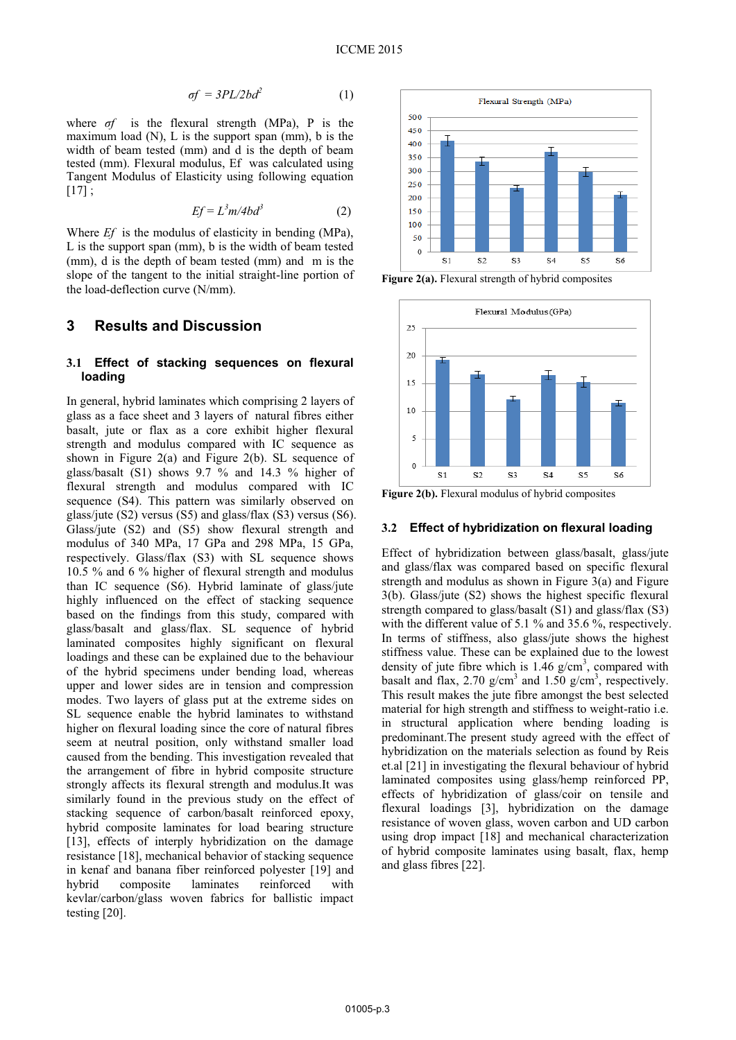$$\sigma f = 3PL/2bd^2 \qquad (1)$$

where $\sigma f$ is the flexural strength (MPa), P is the maximum load (N), L is the support span (mm), b is the width of beam tested (mm) and d is the depth of beam tested (mm). Flexural modulus, Ef was calculated using Tangent Modulus of Elasticity using following equation [17] ;

$$Ef = L^3m/4bd^3 \qquad (2)$$

Where $Ef$ is the modulus of elasticity in bending (MPa), L is the support span (mm), b is the width of beam tested (mm), d is the depth of beam tested (mm) and m is the slope of the tangent to the initial straight-line portion of the load-deflection curve (N/mm).

## 3 Results and Discussion

### 3.1 Effect of stacking sequences on flexural loading

In general, hybrid laminates which comprising 2 layers of glass as a face sheet and 3 layers of natural fibres either basalt, jute or flax as a core exhibit higher flexural strength and modulus compared with IC sequence as shown in Figure 2(a) and Figure 2(b). SL sequence of glass/basalt (S1) shows 9.7 % and 14.3 % higher of flexural strength and modulus compared with IC sequence (S4). This pattern was similarly observed on glass/jute (S2) versus (S5) and glass/flax (S3) versus (S6). Glass/jute (S2) and (S5) show flexural strength and modulus of 340 MPa, 17 GPa and 298 MPa, 15 GPa, respectively. Glass/flax (S3) with SL sequence shows 10.5 % and 6 % higher of flexural strength and modulus than IC sequence (S6). Hybrid laminate of glass/jute highly influenced on the effect of stacking sequence based on the findings from this study, compared with glass/basalt and glass/flax. SL sequence of hybrid laminated composites highly significant on flexural loadings and these can be explained due to the behaviour of the hybrid specimens under bending load, whereas upper and lower sides are in tension and compression modes. Two layers of glass put at the extreme sides on SL sequence enable the hybrid laminates to withstand higher on flexural loading since the core of natural fibres seem at neutral position, only withstand smaller load caused from the bending. This investigation revealed that the arrangement of fibre in hybrid composite structure strongly affects its flexural strength and modulus.It was similarly found in the previous study on the effect of stacking sequence of carbon/basalt reinforced epoxy, hybrid composite laminates for load bearing structure [13], effects of interply hybridization on the damage resistance [18], mechanical behavior of stacking sequence in kenaf and banana fiber reinforced polyester [19] and hybrid composite laminates reinforced with kevlar/carbon/glass woven fabrics for ballistic impact testing [20].

**Figure 2(a).** Flexural strength of hybrid composites

**Figure 2(b).** Flexural modulus of hybrid composites

### 3.2 Effect of hybridization on flexural loading

Effect of hybridization between glass/basalt, glass/jute and glass/flax was compared based on specific flexural strength and modulus as shown in Figure 3(a) and Figure 3(b). Glass/jute (S2) shows the highest specific flexural strength compared to glass/basalt (S1) and glass/flax (S3) with the different value of 5.1 % and 35.6 %, respectively. In terms of stiffness, also glass/jute shows the highest stiffness value. These can be explained due to the lowest density of jute fibre which is 1.46 g/cm$^3$, compared with basalt and flax, 2.70 g/cm$^3$ and 1.50 g/cm$^3$, respectively. This result makes the jute fibre amongst the best selected material for high strength and stiffness to weight-ratio i.e. in structural application where bending loading is predominant.The present study agreed with the effect of hybridization on the materials selection as found by Reis et.al [21] in investigating the flexural behaviour of hybrid laminated composites using glass/hemp reinforced PP, effects of hybridization of glass/coir on tensile and flexural loadings [3], hybridization on the damage resistance of woven glass, woven carbon and UD carbon using drop impact [18] and mechanical characterization of hybrid composite laminates using basalt, flax, hemp and glass fibres [22].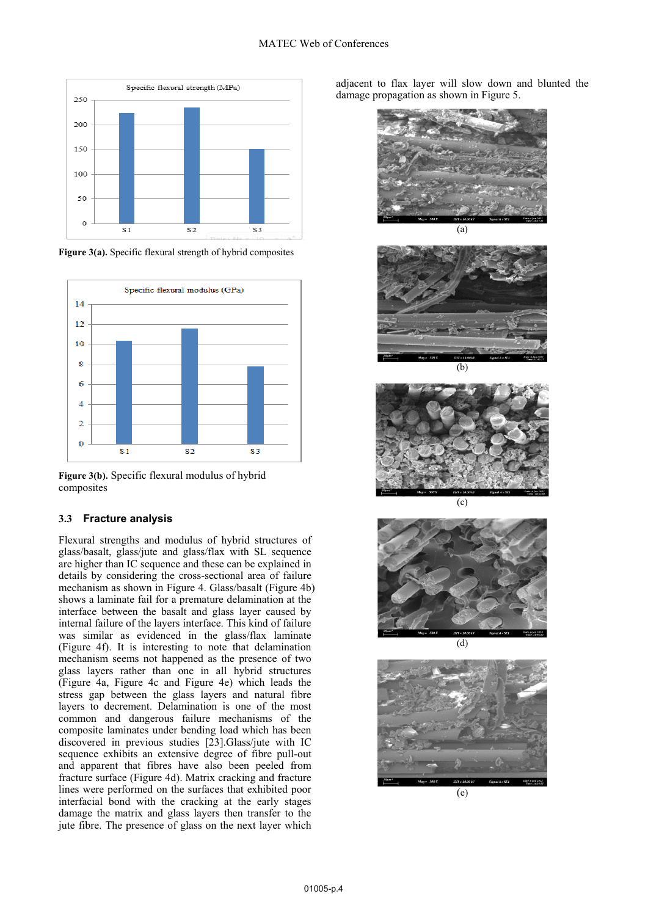Figure 3(a). Specific flexural strength of hybrid composites

Figure 3(b). Specific flexural modulus of hybrid composites

### 3.3 Fracture analysis

Flexural strengths and modulus of hybrid structures of glass/basalt, glass/jute and glass/flax with SL sequence are higher than IC sequence and these can be explained in details by considering the cross-sectional area of failure mechanism as shown in Figure 4. Glass/basalt (Figure 4b) shows a laminate fail for a premature delamination at the interface between the basalt and glass layer caused by internal failure of the layers interface. This kind of failure was similar as evidenced in the glass/flax laminate (Figure 4f). It is interesting to note that delamination mechanism seems not happened as the presence of two glass layers rather than one in all hybrid structures (Figure 4a, Figure 4c and Figure 4e) which leads the stress gap between the glass layers and natural fibre layers to decrement. Delamination is one of the most common and dangerous failure mechanisms of the composite laminates under bending load which has been discovered in previous studies [23].Glass/jute with IC sequence exhibits an extensive degree of fibre pull-out and apparent that fibres have also been peeled from fracture surface (Figure 4d). Matrix cracking and fracture lines were performed on the surfaces that exhibited poor interfacial bond with the cracking at the early stages damage the matrix and glass layers then transfer to the jute fibre. The presence of glass on the next layer which adjacent to flax layer will slow down and blunted the damage propagation as shown in Figure 5.

(a)

(b)

(c)

(d)

(e)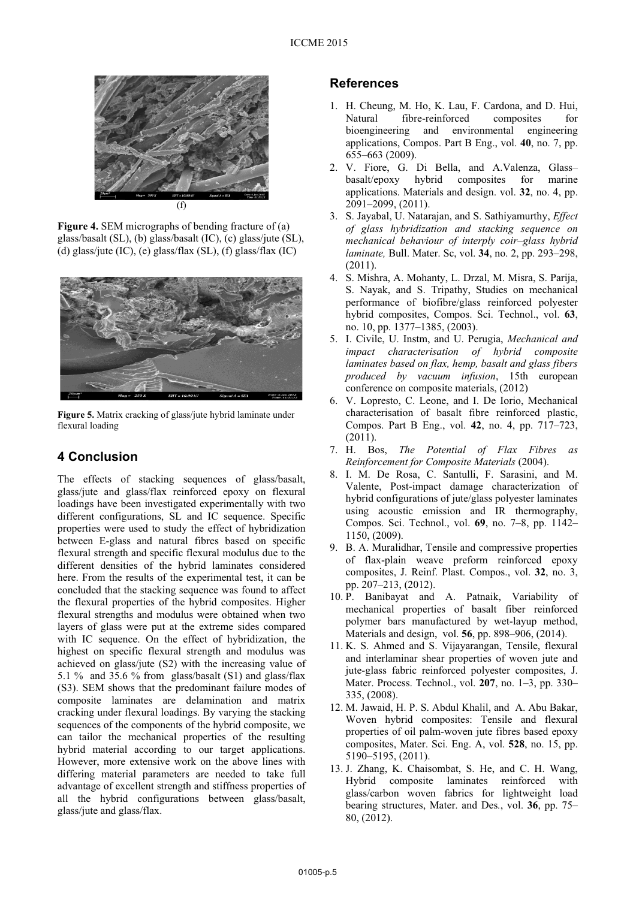(f)

**Figure 4.** SEM micrographs of bending fracture of (a) glass/basalt (SL), (b) glass/basalt (IC), (c) glass/jute (SL), (d) glass/jute (IC), (e) glass/flax (SL), (f) glass/flax (IC)

**Figure 5.** Matrix cracking of glass/jute hybrid laminate under flexural loading

## 4 Conclusion

The effects of stacking sequences of glass/basalt, glass/jute and glass/flax reinforced epoxy on flexural loadings have been investigated experimentally with two different configurations, SL and IC sequence. Specific properties were used to study the effect of hybridization between E-glass and natural fibres based on specific flexural strength and specific flexural modulus due to the different densities of the hybrid laminates considered here. From the results of the experimental test, it can be concluded that the stacking sequence was found to affect the flexural properties of the hybrid composites. Higher flexural strengths and modulus were obtained when two layers of glass were put at the extreme sides compared with IC sequence. On the effect of hybridization, the highest on specific flexural strength and modulus was achieved on glass/jute (S2) with the increasing value of 5.1 % and 35.6 % from glass/basalt (S1) and glass/flax (S3). SEM shows that the predominant failure modes of composite laminates are delamination and matrix cracking under flexural loadings. By varying the stacking sequences of the components of the hybrid composite, we can tailor the mechanical properties of the resulting hybrid material according to our target applications. However, more extensive work on the above lines with differing material parameters are needed to take full advantage of excellent strength and stiffness properties of all the hybrid configurations between glass/basalt, glass/jute and glass/flax.

## References

1. H. Cheung, M. Ho, K. Lau, F. Cardona, and D. Hui, Natural fibre-reinforced composites for bioengineering and environmental engineering applications, Compos. Part B Eng., vol. **40**, no. 7, pp. 655–663 (2009).
2. V. Fiore, G. Di Bella, and A.Valenza, Glass–basalt/epoxy hybrid composites for marine applications. Materials and design. vol. **32**, no. 4, pp. 2091–2099, (2011).
3. S. Jayabal, U. Natarajan, and S. Sathiyamurthy, *Effect of glass hybridization and stacking sequence on mechanical behaviour of interply coir–glass hybrid laminate,* Bull. Mater. Sc, vol. **34**, no. 2, pp. 293–298, (2011).
4. S. Mishra, A. Mohanty, L. Drzal, M. Misra, S. Parija, S. Nayak, and S. Tripathy, Studies on mechanical performance of biofibre/glass reinforced polyester hybrid composites, Compos. Sci. Technol., vol. **63**, no. 10, pp. 1377–1385, (2003).
5. I. Civile, U. Instm, and U. Perugia, *Mechanical and impact characterisation of hybrid composite laminates based on flax, hemp, basalt and glass fibers produced by vacuum infusion*, 15th european conference on composite materials, (2012)
6. V. Lopresto, C. Leone, and I. De Iorio, Mechanical characterisation of basalt fibre reinforced plastic, Compos. Part B Eng., vol. **42**, no. 4, pp. 717–723, (2011).
7. H. Bos, *The Potential of Flax Fibres as Reinforcement for Composite Materials* (2004).
8. I. M. De Rosa, C. Santulli, F. Sarasini, and M. Valente, Post-impact damage characterization of hybrid configurations of jute/glass polyester laminates using acoustic emission and IR thermography, Compos. Sci. Technol., vol. **69**, no. 7–8, pp. 1142–1150, (2009).
9. B. A. Muralidhar, Tensile and compressive properties of flax-plain weave preform reinforced epoxy composites, J. Reinf. Plast. Compos., vol. **32**, no. 3, pp. 207–213, (2012).
10. P. Banibayat and A. Patnaik, Variability of mechanical properties of basalt fiber reinforced polymer bars manufactured by wet-layup method, Materials and design, vol. **56**, pp. 898–906, (2014).
11. K. S. Ahmed and S. Vijayarangan, Tensile, flexural and interlaminar shear properties of woven jute and jute-glass fabric reinforced polyester composites, J. Mater. Process. Technol., vol. **207**, no. 1–3, pp. 330–335, (2008).
12. M. Jawaid, H. P. S. Abdul Khalil, and A. Abu Bakar, Woven hybrid composites: Tensile and flexural properties of oil palm-woven jute fibres based epoxy composites, Mater. Sci. Eng. A, vol. **528**, no. 15, pp. 5190–5195, (2011).
13. J. Zhang, K. Chaisombat, S. He, and C. H. Wang, Hybrid composite laminates reinforced with glass/carbon woven fabrics for lightweight load bearing structures, Mater. and Des., vol. **36**, pp. 75–80, (2012).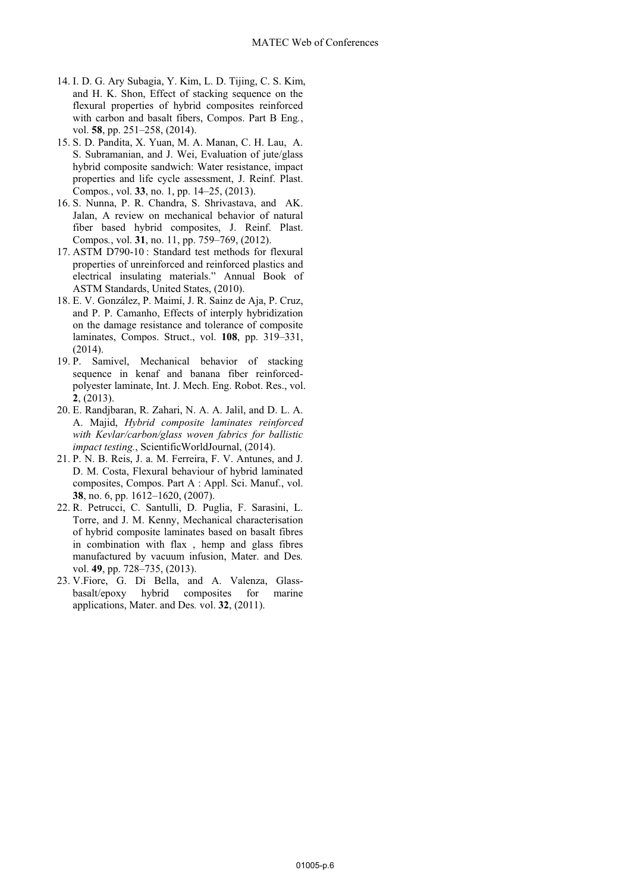14. I. D. G. Ary Subagia, Y. Kim, L. D. Tijing, C. S. Kim, and H. K. Shon, Effect of stacking sequence on the flexural properties of hybrid composites reinforced with carbon and basalt fibers, Compos. Part B Eng., vol. **58**, pp. 251–258, (2014).
15. S. D. Pandita, X. Yuan, M. A. Manan, C. H. Lau, A. S. Subramanian, and J. Wei, Evaluation of jute/glass hybrid composite sandwich: Water resistance, impact properties and life cycle assessment, J. Reinf. Plast. Compos., vol. **33**, no. 1, pp. 14–25, (2013).
16. S. Nunna, P. R. Chandra, S. Shrivastava, and AK. Jalan, A review on mechanical behavior of natural fiber based hybrid composites, J. Reinf. Plast. Compos., vol. **31**, no. 11, pp. 759–769, (2012).
17. ASTM D790-10 : Standard test methods for flexural properties of unreinforced and reinforced plastics and electrical insulating materials." Annual Book of ASTM Standards, United States, (2010).
18. E. V. González, P. Maimí, J. R. Sainz de Aja, P. Cruz, and P. P. Camanho, Effects of interply hybridization on the damage resistance and tolerance of composite laminates, Compos. Struct., vol. **108**, pp. 319–331, (2014).
19. P. Samivel, Mechanical behavior of stacking sequence in kenaf and banana fiber reinforced-polyester laminate, Int. J. Mech. Eng. Robot. Res., vol. **2**, (2013).
20. E. Randjbaran, R. Zahari, N. A. A. Jalil, and D. L. A. A. Majid, *Hybrid composite laminates reinforced with Kevlar/carbon/glass woven fabrics for ballistic impact testing.*, ScientificWorldJournal, (2014).
21. P. N. B. Reis, J. a. M. Ferreira, F. V. Antunes, and J. D. M. Costa, Flexural behaviour of hybrid laminated composites, Compos. Part A : Appl. Sci. Manuf., vol. **38**, no. 6, pp. 1612–1620, (2007).
22. R. Petrucci, C. Santulli, D. Puglia, F. Sarasini, L. Torre, and J. M. Kenny, Mechanical characterisation of hybrid composite laminates based on basalt fibres in combination with flax , hemp and glass fibres manufactured by vacuum infusion, Mater. and Des. vol. **49**, pp. 728–735, (2013).
23. V.Fiore, G. Di Bella, and A. Valenza, Glass-basalt/epoxy hybrid composites for marine applications, Mater. and Des. vol. **32**, (2011).